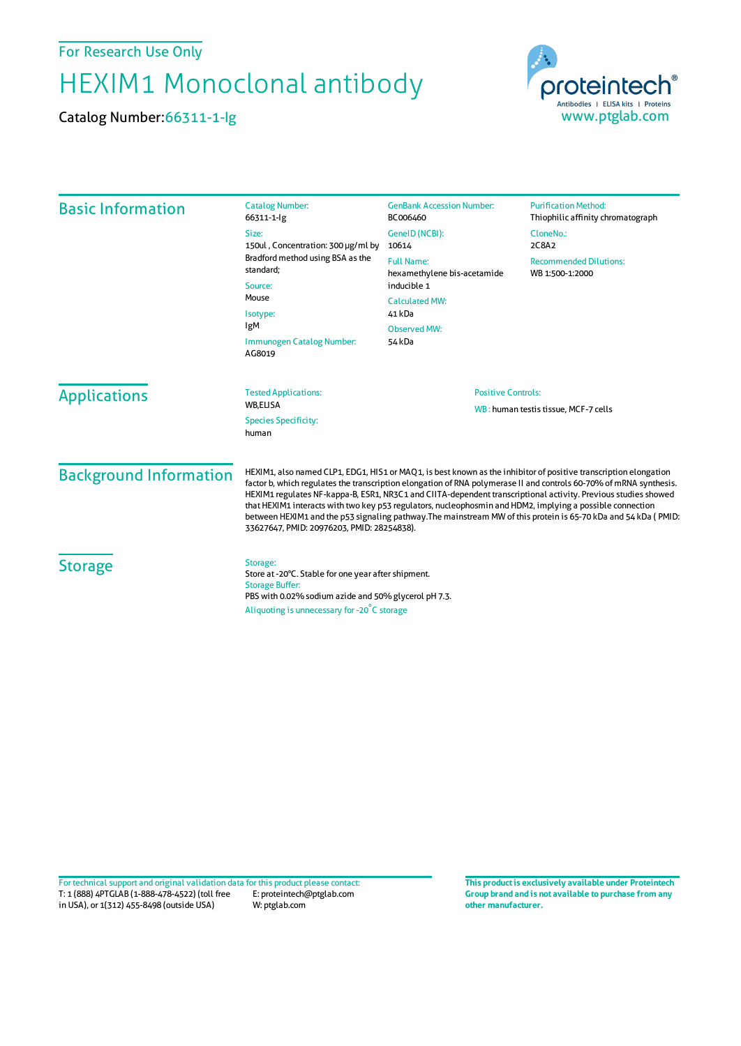For Research Use Only

# HEXIM1 Monoclonal antibody

**Catalog Number:** 66311-1-Ig

proteintech®
Antibodies | ELISA kits | Proteins
www.ptglab.com

## Basic Information

Catalog Number:
66311-1-Ig

Size:
150ul , Concentration: 300 μg/ml by Bradford method using BSA as the standard;

Source:
Mouse

Isotype:
IgM

Immunogen Catalog Number:
AG8019

GenBank Accession Number:
BC006460

GeneID (NCBI):
10614

Full Name:
hexamethylene bis-acetamide inducible 1

Calculated MW:
41 kDa

Observed MW:
54 kDa

Purification Method:
Thiophilic affinity chromatograph

CloneNo.:
2C8A2

Recommended Dilutions:
WB 1:500-1:2000

## Applications

Tested Applications:
WB,ELISA

Species Specificity:
human

Positive Controls:
WB : human testis tissue, MCF-7 cells

## Background Information

HEXIM1, also named CLP1, EDG1, HIS1 or MAQ1, is best known as the inhibitor of positive transcription elongation factor b, which regulates the transcription elongation of RNA polymerase II and controls 60-70% of mRNA synthesis. HEXIM1 regulates NF-kappa-B, ESR1, NR3C1 and CIITA-dependent transcriptional activity. Previous studies showed that HEXIM1 interacts with two key p53 regulators, nucleophosmin and HDM2, implying a possible connection between HEXIM1 and the p53 signaling pathway.The mainstream MW of this protein is 65-70 kDa and 54 kDa ( PMID: 33627647, PMID: 20976203, PMID: 28254838).

## Storage

Storage:
Store at -20°C. Stable for one year after shipment.

Storage Buffer:
PBS with 0.02% sodium azide and 50% glycerol pH 7.3.

Aliquoting is unnecessary for -20°C storage

For technical support and original validation data for this product please contact:
T: 1 (888) 4PTGLAB (1-888-478-4522) (toll free in USA), or 1(312) 455-8498 (outside USA)
E: proteintech@ptglab.com
W: ptglab.com

**This product is exclusively available under Proteintech Group brand and is not available to purchase from any other manufacturer.**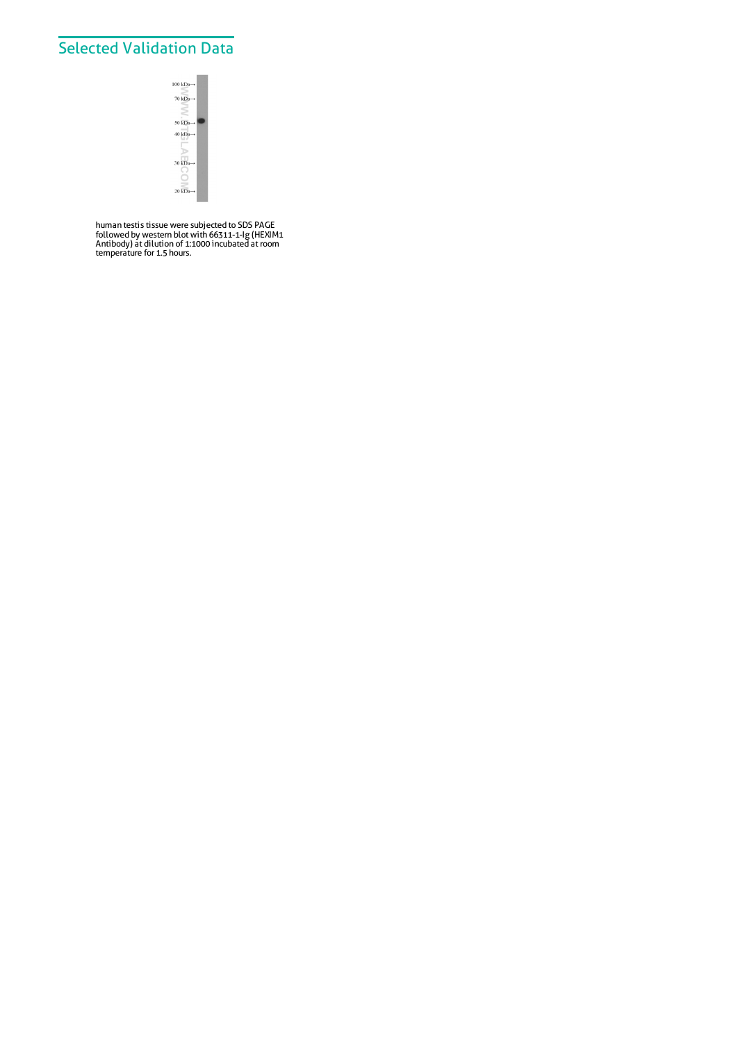# Selected Validation Data

100 kDa→
70 kDa→
50 kDa→
40 kDa→
30 kDa→
20 kDa→

human testis tissue were subjected to SDS PAGE followed by western blot with 66311-1-Ig (HEXIM1 Antibody) at dilution of 1:1000 incubated at room temperature for 1.5 hours.